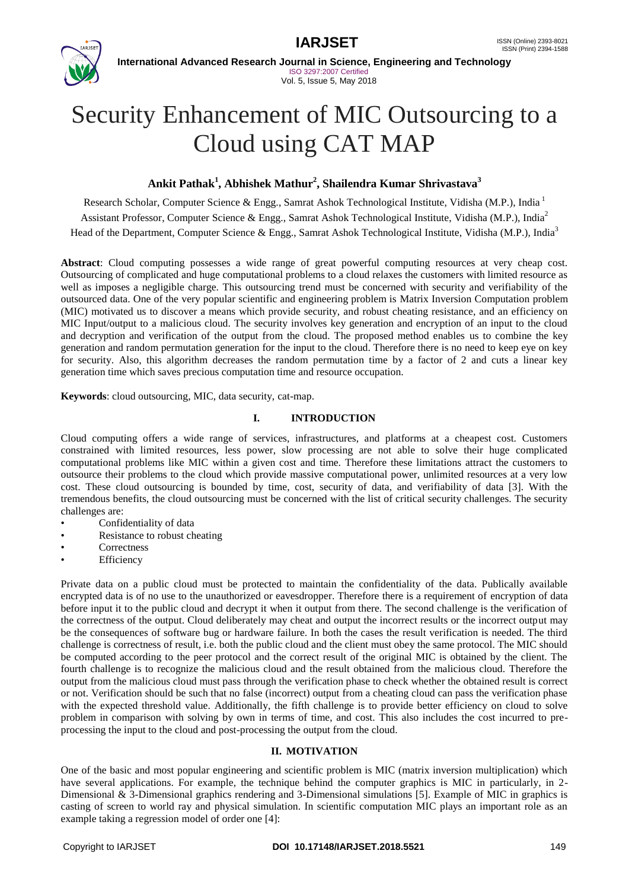# Security Enhancement of MIC Outsourcing to a Cloud using CAT MAP

**Ankit Pathak[1], Abhishek Mathur[2], Shailendra Kumar Shrivastava[3]**

Research Scholar, Computer Science & Engg., Samrat Ashok Technological Institute, Vidisha (M.P.), India [1]

Assistant Professor, Computer Science & Engg., Samrat Ashok Technological Institute, Vidisha (M.P.), India[2]

Head of the Department, Computer Science & Engg., Samrat Ashok Technological Institute, Vidisha (M.P.), India[3]

**Abstract**: Cloud computing possesses a wide range of great powerful computing resources at very cheap cost. Outsourcing of complicated and huge computational problems to a cloud relaxes the customers with limited resource as well as imposes a negligible charge. This outsourcing trend must be concerned with security and verifiability of the outsourced data. One of the very popular scientific and engineering problem is Matrix Inversion Computation problem (MIC) motivated us to discover a means which provide security, and robust cheating resistance, and an efficiency on MIC Input/output to a malicious cloud. The security involves key generation and encryption of an input to the cloud and decryption and verification of the output from the cloud. The proposed method enables us to combine the key generation and random permutation generation for the input to the cloud. Therefore there is no need to keep eye on key for security. Also, this algorithm decreases the random permutation time by a factor of 2 and cuts a linear key generation time which saves precious computation time and resource occupation.

**Keywords**: cloud outsourcing, MIC, data security, cat-map.

## I. INTRODUCTION

Cloud computing offers a wide range of services, infrastructures, and platforms at a cheapest cost. Customers constrained with limited resources, less power, slow processing are not able to solve their huge complicated computational problems like MIC within a given cost and time. Therefore these limitations attract the customers to outsource their problems to the cloud which provide massive computational power, unlimited resources at a very low cost. These cloud outsourcing is bounded by time, cost, security of data, and verifiability of data [3]. With the tremendous benefits, the cloud outsourcing must be concerned with the list of critical security challenges. The security challenges are:

- Confidentiality of data
- Resistance to robust cheating
- Correctness
- Efficiency

Private data on a public cloud must be protected to maintain the confidentiality of the data. Publically available encrypted data is of no use to the unauthorized or eavesdropper. Therefore there is a requirement of encryption of data before input it to the public cloud and decrypt it when it output from there. The second challenge is the verification of the correctness of the output. Cloud deliberately may cheat and output the incorrect results or the incorrect output may be the consequences of software bug or hardware failure. In both the cases the result verification is needed. The third challenge is correctness of result, i.e. both the public cloud and the client must obey the same protocol. The MIC should be computed according to the peer protocol and the correct result of the original MIC is obtained by the client. The fourth challenge is to recognize the malicious cloud and the result obtained from the malicious cloud. Therefore the output from the malicious cloud must pass through the verification phase to check whether the obtained result is correct or not. Verification should be such that no false (incorrect) output from a cheating cloud can pass the verification phase with the expected threshold value. Additionally, the fifth challenge is to provide better efficiency on cloud to solve problem in comparison with solving by own in terms of time, and cost. This also includes the cost incurred to pre-processing the input to the cloud and post-processing the output from the cloud.

## II. MOTIVATION

One of the basic and most popular engineering and scientific problem is MIC (matrix inversion multiplication) which have several applications. For example, the technique behind the computer graphics is MIC in particularly, in 2-Dimensional & 3-Dimensional graphics rendering and 3-Dimensional simulations [5]. Example of MIC in graphics is casting of screen to world ray and physical simulation. In scientific computation MIC plays an important role as an example taking a regression model of order one [4]: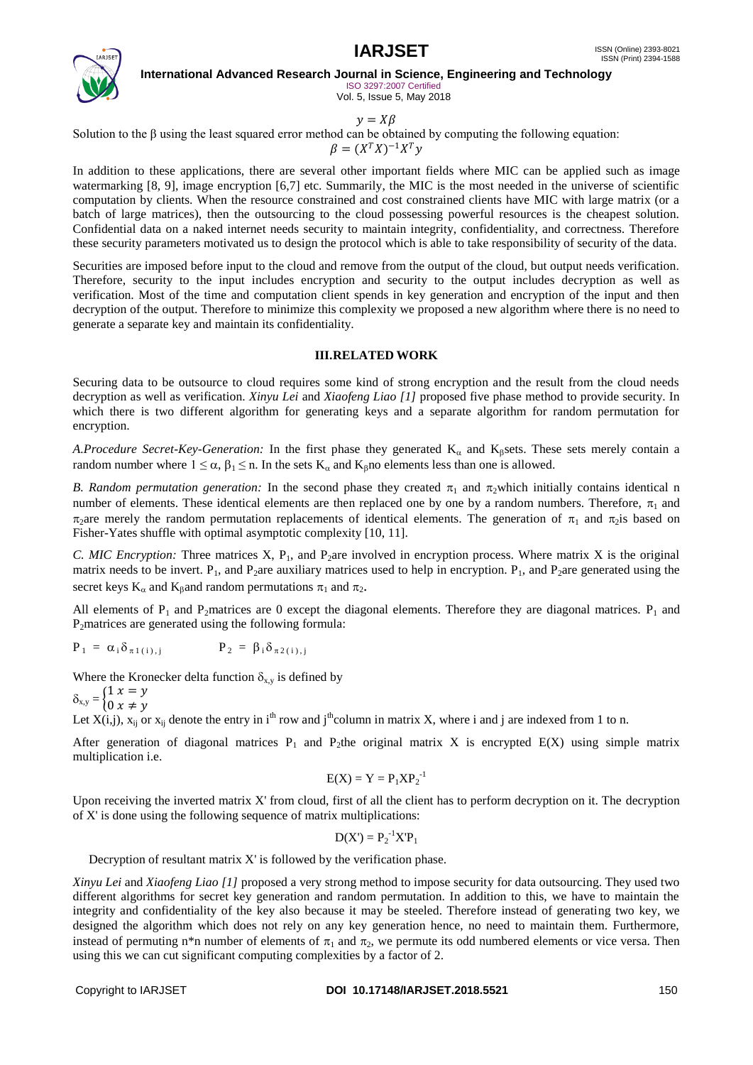$$y = X\beta$$

Solution to the β using the least squared error method can be obtained by computing the following equation:

$$\beta = (X^T X)^{-1} X^T y$$

In addition to these applications, there are several other important fields where MIC can be applied such as image watermarking [8, 9], image encryption [6,7] etc. Summarily, the MIC is the most needed in the universe of scientific computation by clients. When the resource constrained and cost constrained clients have MIC with large matrix (or a batch of large matrices), then the outsourcing to the cloud possessing powerful resources is the cheapest solution. Confidential data on a naked internet needs security to maintain integrity, confidentiality, and correctness. Therefore these security parameters motivated us to design the protocol which is able to take responsibility of security of the data.

Securities are imposed before input to the cloud and remove from the output of the cloud, but output needs verification. Therefore, security to the input includes encryption and security to the output includes decryption as well as verification. Most of the time and computation client spends in key generation and encryption of the input and then decryption of the output. Therefore to minimize this complexity we proposed a new algorithm where there is no need to generate a separate key and maintain its confidentiality.

## III.RELATED WORK

Securing data to be outsource to cloud requires some kind of strong encryption and the result from the cloud needs decryption as well as verification. *Xinyu Lei* and *Xiaofeng Liao [1]* proposed five phase method to provide security. In which there is two different algorithm for generating keys and a separate algorithm for random permutation for encryption.

*A.Procedure Secret-Key-Generation:* In the first phase they generated $K_\alpha$ and $K_\beta$sets. These sets merely contain a random number where $1 \leq \alpha, \beta_1 \leq n$. In the sets $K_\alpha$ and $K_\beta$no elements less than one is allowed.

*B. Random permutation generation:* In the second phase they created $\pi_1$ and $\pi_2$which initially contains identical n number of elements. These identical elements are then replaced one by one by a random numbers. Therefore, $\pi_1$ and $\pi_2$are merely the random permutation replacements of identical elements. The generation of $\pi_1$ and $\pi_2$is based on Fisher-Yates shuffle with optimal asymptotic complexity [10, 11].

*C. MIC Encryption:* Three matrices X, $P_1$, and $P_2$are involved in encryption process. Where matrix X is the original matrix needs to be invert. $P_1$, and $P_2$are auxiliary matrices used to help in encryption. $P_1$, and $P_2$are generated using the secret keys $K_\alpha$ and $K_\beta$and random permutations $\pi_1$ and $\pi_2$.

All elements of $P_1$ and $P_2$matrices are 0 except the diagonal elements. Therefore they are diagonal matrices. $P_1$ and $P_2$matrices are generated using the following formula:

$$P_1 = \alpha_i \delta_{\pi 1(i),j} \qquad P_2 = \beta_i \delta_{\pi 2(i),j}$$

Where the Kronecker delta function $\delta_{x,y}$ is defined by

$$\delta_{x,y} = \begin{cases} 1 & x = y \\ 0 & x \neq y \end{cases}$$

Let X(i,j), $x_{ij}$ or $x_{ij}$ denote the entry in $i^{th}$ row and $j^{th}$column in matrix X, where i and j are indexed from 1 to n.

After generation of diagonal matrices $P_1$ and $P_2$the original matrix X is encrypted E(X) using simple matrix multiplication i.e.

$$E(X) = Y = P_1 X P_2^{-1}$$

Upon receiving the inverted matrix X' from cloud, first of all the client has to perform decryption on it. The decryption of X' is done using the following sequence of matrix multiplications:

$$D(X') = P_2^{-1} X' P_1$$

Decryption of resultant matrix X' is followed by the verification phase.

*Xinyu Lei* and *Xiaofeng Liao [1]* proposed a very strong method to impose security for data outsourcing. They used two different algorithms for secret key generation and random permutation. In addition to this, we have to maintain the integrity and confidentiality of the key also because it may be steeled. Therefore instead of generating two key, we designed the algorithm which does not rely on any key generation hence, no need to maintain them. Furthermore, instead of permuting n*n number of elements of $\pi_1$ and $\pi_2$, we permute its odd numbered elements or vice versa. Then using this we can cut significant computing complexities by a factor of 2.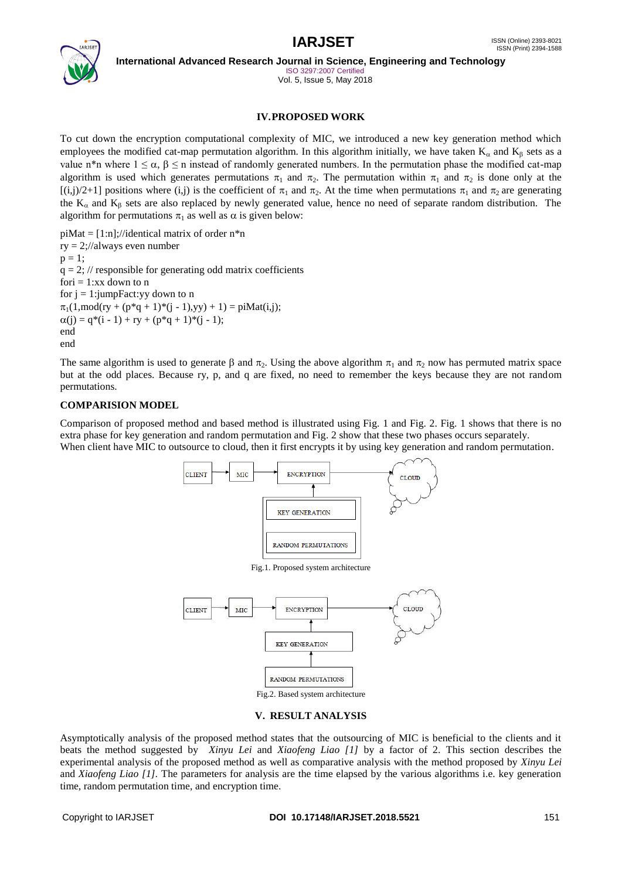## IV. PROPOSED WORK

To cut down the encryption computational complexity of MIC, we introduced a new key generation method which employees the modified cat-map permutation algorithm. In this algorithm initially, we have taken $K_\alpha$ and $K_\beta$ sets as a value n*n where $1 \leq \alpha, \beta \leq n$ instead of randomly generated numbers. In the permutation phase the modified cat-map algorithm is used which generates permutations $\pi_1$ and $\pi_2$. The permutation within $\pi_1$ and $\pi_2$ is done only at the [(i,j)/2+1] positions where (i,j) is the coefficient of $\pi_1$ and $\pi_2$. At the time when permutations $\pi_1$ and $\pi_2$ are generating the $K_\alpha$ and $K_\beta$ sets are also replaced by newly generated value, hence no need of separate random distribution. The algorithm for permutations $\pi_1$ as well as $\alpha$ is given below:

```
piMat = [1:n];//identical matrix of order n*n
ry = 2;//always even number
p = 1;
q = 2; // responsible for generating odd matrix coefficients
fori = 1:xx down to n
for j = 1:jumpFact:yy down to n
π1(1,mod(ry + (p*q + 1)*(j - 1),yy) + 1) = piMat(i,j);
α(j) = q*(i - 1) + ry + (p*q + 1)*(j - 1);
end
end
```

The same algorithm is used to generate $\beta$ and $\pi_2$. Using the above algorithm $\pi_1$ and $\pi_2$ now has permuted matrix space but at the odd places. Because ry, p, and q are fixed, no need to remember the keys because they are not random permutations.

### COMPARISION MODEL

Comparison of proposed method and based method is illustrated using Fig. 1 and Fig. 2. Fig. 1 shows that there is no extra phase for key generation and random permutation and Fig. 2 show that these two phases occurs separately.
When client have MIC to outsource to cloud, then it first encrypts it by using key generation and random permutation.

Fig.1. Proposed system architecture

Fig.2. Based system architecture

## V. RESULT ANALYSIS

Asymptotically analysis of the proposed method states that the outsourcing of MIC is beneficial to the clients and it beats the method suggested by *Xinyu Lei* and *Xiaofeng Liao [1]* by a factor of 2. This section describes the experimental analysis of the proposed method as well as comparative analysis with the method proposed by *Xinyu Lei* and *Xiaofeng Liao [1]*. The parameters for analysis are the time elapsed by the various algorithms i.e. key generation time, random permutation time, and encryption time.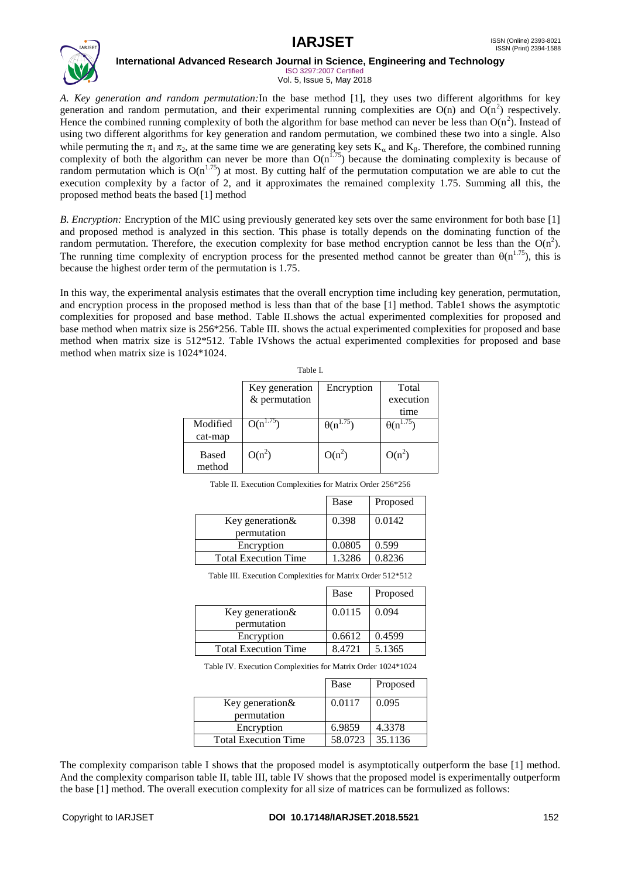*A. Key generation and random permutation:* In the base method [1], they uses two different algorithms for key generation and random permutation, and their experimental running complexities are $O(n)$ and $O(n^2)$ respectively. Hence the combined running complexity of both the algorithm for base method can never be less than $O(n^2)$. Instead of using two different algorithms for key generation and random permutation, we combined these two into a single. Also while permuting the $\pi_1$ and $\pi_2$, at the same time we are generating key sets $K_\alpha$ and $K_\beta$. Therefore, the combined running complexity of both the algorithm can never be more than $O(n^{1.75})$ because the dominating complexity is because of random permutation which is $O(n^{1.75})$ at most. By cutting half of the permutation computation we are able to cut the execution complexity by a factor of 2, and it approximates the remained complexity 1.75. Summing all this, the proposed method beats the based [1] method

*B. Encryption:* Encryption of the MIC using previously generated key sets over the same environment for both base [1] and proposed method is analyzed in this section. This phase is totally depends on the dominating function of the random permutation. Therefore, the execution complexity for base method encryption cannot be less than the $O(n^2)$. The running time complexity of encryption process for the presented method cannot be greater than $\theta(n^{1.75})$, this is because the highest order term of the permutation is 1.75.

In this way, the experimental analysis estimates that the overall encryption time including key generation, permutation, and encryption process in the proposed method is less than that of the base [1] method. Table1 shows the asymptotic complexities for proposed and base method. Table II.shows the actual experimented complexities for proposed and base method when matrix size is 256*256. Table III. shows the actual experimented complexities for proposed and base method when matrix size is 512*512. Table IVshows the actual experimented complexities for proposed and base method when matrix size is 1024*1024.

Table I.

| | Key generation & permutation | Encryption | Total execution time |
|---|---|---|---|
| Modified cat-map | $O(n^{1.75})$ | $\theta(n^{1.75})$ | $\theta(n^{1.75})$ |
| Based method | $O(n^2)$ | $O(n^2)$ | $O(n^2)$ |

Table II. Execution Complexities for Matrix Order 256*256

| | Base | Proposed |
|---|---|---|
| Key generation& permutation | 0.398 | 0.0142 |
| Encryption | 0.0805 | 0.599 |
| Total Execution Time | 1.3286 | 0.8236 |

Table III. Execution Complexities for Matrix Order 512*512

| | Base | Proposed |
|---|---|---|
| Key generation& permutation | 0.0115 | 0.094 |
| Encryption | 0.6612 | 0.4599 |
| Total Execution Time | 8.4721 | 5.1365 |

Table IV. Execution Complexities for Matrix Order 1024*1024

| | Base | Proposed |
|---|---|---|
| Key generation& permutation | 0.0117 | 0.095 |
| Encryption | 6.9859 | 4.3378 |
| Total Execution Time | 58.0723 | 35.1136 |

The complexity comparison table I shows that the proposed model is asymptotically outperform the base [1] method. And the complexity comparison table II, table III, table IV shows that the proposed model is experimentally outperform the base [1] method. The overall execution complexity for all size of matrices can be formulized as follows: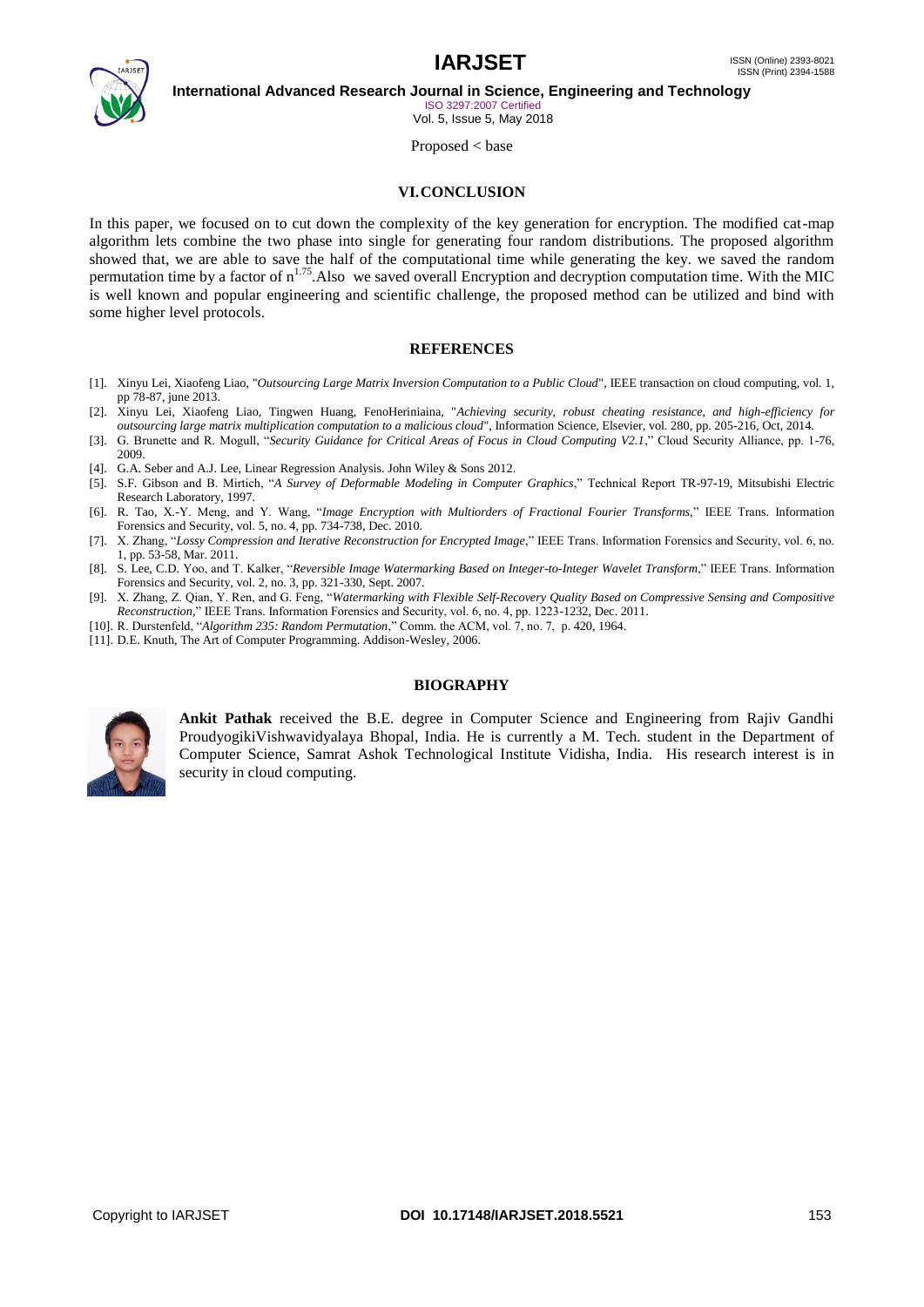Proposed < base

## VI. CONCLUSION

In this paper, we focused on to cut down the complexity of the key generation for encryption. The modified cat-map algorithm lets combine the two phase into single for generating four random distributions. The proposed algorithm showed that, we are able to save the half of the computational time while generating the key. we saved the random permutation time by a factor of $n^{1.75}$.Also we saved overall Encryption and decryption computation time. With the MIC is well known and popular engineering and scientific challenge, the proposed method can be utilized and bind with some higher level protocols.

## REFERENCES

[1]. Xinyu Lei, Xiaofeng Liao, "*Outsourcing Large Matrix Inversion Computation to a Public Cloud*", IEEE transaction on cloud computing, vol. 1, pp 78-87, june 2013.

[2]. Xinyu Lei, Xiaofeng Liao, Tingwen Huang, FenoHeriniaina, "*Achieving security, robust cheating resistance, and high-efficiency for outsourcing large matrix multiplication computation to a malicious cloud*", Information Science, Elsevier, vol. 280, pp. 205-216, Oct, 2014.

[3]. G. Brunette and R. Mogull, "*Security Guidance for Critical Areas of Focus in Cloud Computing V2.1*," Cloud Security Alliance, pp. 1-76, 2009.

[4]. G.A. Seber and A.J. Lee, Linear Regression Analysis. John Wiley & Sons 2012.

[5]. S.F. Gibson and B. Mirtich, "*A Survey of Deformable Modeling in Computer Graphics*," Technical Report TR-97-19, Mitsubishi Electric Research Laboratory, 1997.

[6]. R. Tao, X.-Y. Meng, and Y. Wang, "*Image Encryption with Multiorders of Fractional Fourier Transforms*," IEEE Trans. Information Forensics and Security, vol. 5, no. 4, pp. 734-738, Dec. 2010.

[7]. X. Zhang, "*Lossy Compression and Iterative Reconstruction for Encrypted Image*," IEEE Trans. Information Forensics and Security, vol. 6, no. 1, pp. 53-58, Mar. 2011.

[8]. S. Lee, C.D. Yoo, and T. Kalker, "*Reversible Image Watermarking Based on Integer-to-Integer Wavelet Transform*," IEEE Trans. Information Forensics and Security, vol. 2, no. 3, pp. 321-330, Sept. 2007.

[9]. X. Zhang, Z. Qian, Y. Ren, and G. Feng, "*Watermarking with Flexible Self-Recovery Quality Based on Compressive Sensing and Compositive Reconstruction*," IEEE Trans. Information Forensics and Security, vol. 6, no. 4, pp. 1223-1232, Dec. 2011.

[10]. R. Durstenfeld, "*Algorithm 235: Random Permutation*," Comm. the ACM, vol. 7, no. 7, p. 420, 1964.

[11]. D.E. Knuth, The Art of Computer Programming. Addison-Wesley, 2006.

## BIOGRAPHY

**Ankit Pathak** received the B.E. degree in Computer Science and Engineering from Rajiv Gandhi ProudyogikiVishwavidyalaya Bhopal, India. He is currently a M. Tech. student in the Department of Computer Science, Samrat Ashok Technological Institute Vidisha, India. His research interest is in security in cloud computing.